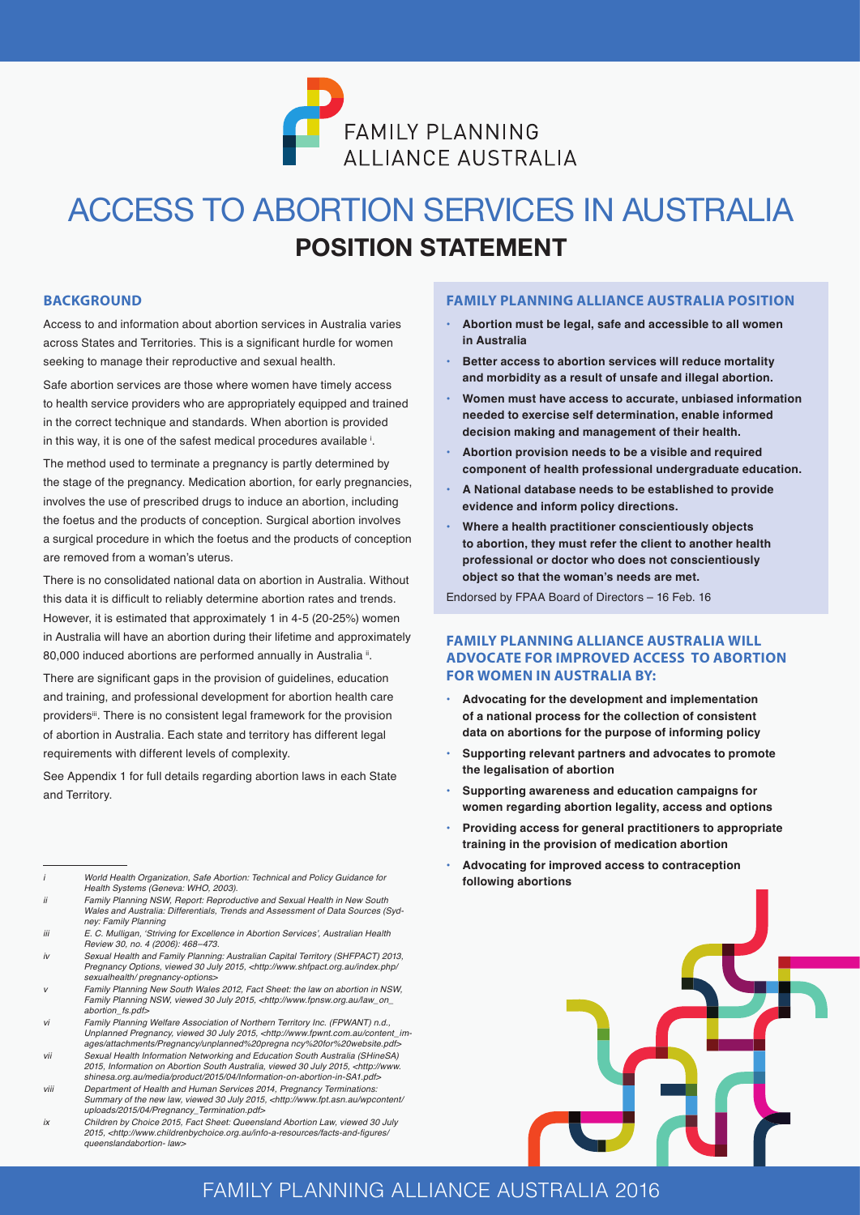FAMILY PLANNING ALLIANCE AUSTRALIA

# ACCESS TO ABORTION SERVICES IN AUSTRALIA

## POSITION STATEMENT

### BACKGROUND

Access to and information about abortion services in Australia varies across States and Territories. This is a significant hurdle for women seeking to manage their reproductive and sexual health.

Safe abortion services are those where women have timely access to health service providers who are appropriately equipped and trained in the correct technique and standards. When abortion is provided in this way, it is one of the safest medical procedures available [i].

The method used to terminate a pregnancy is partly determined by the stage of the pregnancy. Medication abortion, for early pregnancies, involves the use of prescribed drugs to induce an abortion, including the foetus and the products of conception. Surgical abortion involves a surgical procedure in which the foetus and the products of conception are removed from a woman's uterus.

There is no consolidated national data on abortion in Australia. Without this data it is difficult to reliably determine abortion rates and trends. However, it is estimated that approximately 1 in 4-5 (20-25%) women in Australia will have an abortion during their lifetime and approximately 80,000 induced abortions are performed annually in Australia [ii].

There are significant gaps in the provision of guidelines, education and training, and professional development for abortion health care providers[iii]. There is no consistent legal framework for the provision of abortion in Australia. Each state and territory has different legal requirements with different levels of complexity.

See Appendix 1 for full details regarding abortion laws in each State and Territory.

### FAMILY PLANNING ALLIANCE AUSTRALIA POSITION

- **Abortion must be legal, safe and accessible to all women in Australia**
- **Better access to abortion services will reduce mortality and morbidity as a result of unsafe and illegal abortion.**
- **Women must have access to accurate, unbiased information needed to exercise self determination, enable informed decision making and management of their health.**
- **Abortion provision needs to be a visible and required component of health professional undergraduate education.**
- **A National database needs to be established to provide evidence and inform policy directions.**
- **Where a health practitioner conscientiously objects to abortion, they must refer the client to another health professional or doctor who does not conscientiously object so that the woman's needs are met.**

Endorsed by FPAA Board of Directors – 16 Feb. 16

### FAMILY PLANNING ALLIANCE AUSTRALIA WILL ADVOCATE FOR IMPROVED ACCESS TO ABORTION FOR WOMEN IN AUSTRALIA BY:

- **Advocating for the development and implementation of a national process for the collection of consistent data on abortions for the purpose of informing policy**
- **Supporting relevant partners and advocates to promote the legalisation of abortion**
- **Supporting awareness and education campaigns for women regarding abortion legality, access and options**
- **Providing access for general practitioners to appropriate training in the provision of medication abortion**
- **Advocating for improved access to contraception following abortions**

---

*i* *World Health Organization, Safe Abortion: Technical and Policy Guidance for Health Systems (Geneva: WHO, 2003).*

*ii* *Family Planning NSW, Report: Reproductive and Sexual Health in New South Wales and Australia: Differentials, Trends and Assessment of Data Sources (Sydney: Family Planning*

*iii* *E. C. Mulligan, 'Striving for Excellence in Abortion Services', Australian Health Review 30, no. 4 (2006): 468–473.*

*iv* *Sexual Health and Family Planning: Australian Capital Territory (SHFPACT) 2013, Pregnancy Options, viewed 30 July 2015, <http://www.shfpact.org.au/index.php/sexualhealth/ pregnancy-options>*

*v* *Family Planning New South Wales 2012, Fact Sheet: the law on abortion in NSW, Family Planning NSW, viewed 30 July 2015, <http://www.fpnsw.org.au/law_on_abortion_fs.pdf>*

*vi* *Family Planning Welfare Association of Northern Territory Inc. (FPWANT) n.d., Unplanned Pregnancy, viewed 30 July 2015, <http://www.fpwnt.com.au/content_images/attachments/Pregnancy/unplanned%20pregna ncy%20for%20website.pdf>*

*vii* *Sexual Health Information Networking and Education South Australia (SHineSA) 2015, Information on Abortion South Australia, viewed 30 July 2015, <http://www.shinesa.org.au/media/product/2015/04/Information-on-abortion-in-SA1.pdf>*

*viii* *Department of Health and Human Services 2014, Pregnancy Terminations: Summary of the new law, viewed 30 July 2015, <http://www.fpt.asn.au/wpcontent/uploads/2015/04/Pregnancy_Termination.pdf>*

*ix* *Children by Choice 2015, Fact Sheet: Queensland Abortion Law, viewed 30 July 2015, <http://www.childrenbychoice.org.au/info-a-resources/facts-and-figures/queenslandabortion- law>*

FAMILY PLANNING ALLIANCE AUSTRALIA 2016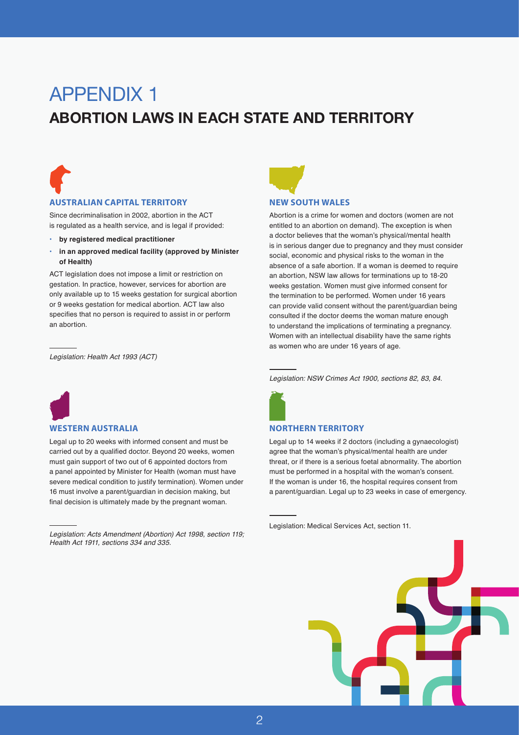# APPENDIX 1

## ABORTION LAWS IN EACH STATE AND TERRITORY

### AUSTRALIAN CAPITAL TERRITORY

Since decriminalisation in 2002, abortion in the ACT is regulated as a health service, and is legal if provided:

- **by registered medical practitioner**
- **in an approved medical facility (approved by Minister of Health)**

ACT legislation does not impose a limit or restriction on gestation. In practice, however, services for abortion are only available up to 15 weeks gestation for surgical abortion or 9 weeks gestation for medical abortion. ACT law also specifies that no person is required to assist in or perform an abortion.

*Legislation: Health Act 1993 (ACT)*

### WESTERN AUSTRALIA

Legal up to 20 weeks with informed consent and must be carried out by a qualified doctor. Beyond 20 weeks, women must gain support of two out of 6 appointed doctors from a panel appointed by Minister for Health (woman must have severe medical condition to justify termination). Women under 16 must involve a parent/guardian in decision making, but final decision is ultimately made by the pregnant woman.

*Legislation: Acts Amendment (Abortion) Act 1998, section 119; Health Act 1911, sections 334 and 335.*

### NEW SOUTH WALES

Abortion is a crime for women and doctors (women are not entitled to an abortion on demand). The exception is when a doctor believes that the woman's physical/mental health is in serious danger due to pregnancy and they must consider social, economic and physical risks to the woman in the absence of a safe abortion. If a woman is deemed to require an abortion, NSW law allows for terminations up to 18-20 weeks gestation. Women must give informed consent for the termination to be performed. Women under 16 years can provide valid consent without the parent/guardian being consulted if the doctor deems the woman mature enough to understand the implications of terminating a pregnancy. Women with an intellectual disability have the same rights as women who are under 16 years of age.

*Legislation: NSW Crimes Act 1900, sections 82, 83, 84.*

### NORTHERN TERRITORY

Legal up to 14 weeks if 2 doctors (including a gynaecologist) agree that the woman's physical/mental health are under threat, or if there is a serious foetal abnormality. The abortion must be performed in a hospital with the woman's consent. If the woman is under 16, the hospital requires consent from a parent/guardian. Legal up to 23 weeks in case of emergency.

Legislation: Medical Services Act, section 11.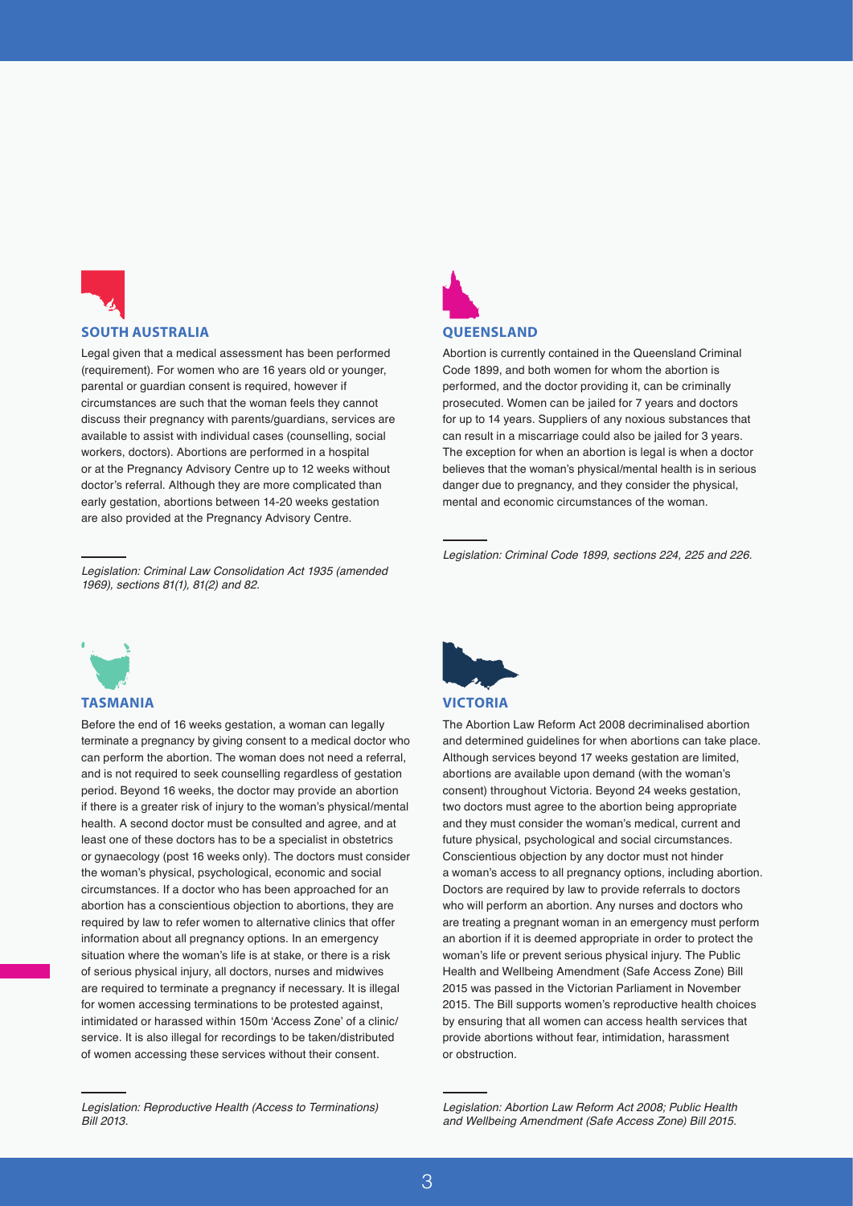## SOUTH AUSTRALIA

Legal given that a medical assessment has been performed (requirement). For women who are 16 years old or younger, parental or guardian consent is required, however if circumstances are such that the woman feels they cannot discuss their pregnancy with parents/guardians, services are available to assist with individual cases (counselling, social workers, doctors). Abortions are performed in a hospital or at the Pregnancy Advisory Centre up to 12 weeks without doctor's referral. Although they are more complicated than early gestation, abortions between 14-20 weeks gestation are also provided at the Pregnancy Advisory Centre.

*Legislation: Criminal Law Consolidation Act 1935 (amended 1969), sections 81(1), 81(2) and 82.*

## QUEENSLAND

Abortion is currently contained in the Queensland Criminal Code 1899, and both women for whom the abortion is performed, and the doctor providing it, can be criminally prosecuted. Women can be jailed for 7 years and doctors for up to 14 years. Suppliers of any noxious substances that can result in a miscarriage could also be jailed for 3 years. The exception for when an abortion is legal is when a doctor believes that the woman's physical/mental health is in serious danger due to pregnancy, and they consider the physical, mental and economic circumstances of the woman.

*Legislation: Criminal Code 1899, sections 224, 225 and 226.*

## TASMANIA

Before the end of 16 weeks gestation, a woman can legally terminate a pregnancy by giving consent to a medical doctor who can perform the abortion. The woman does not need a referral, and is not required to seek counselling regardless of gestation period. Beyond 16 weeks, the doctor may provide an abortion if there is a greater risk of injury to the woman's physical/mental health. A second doctor must be consulted and agree, and at least one of these doctors has to be a specialist in obstetrics or gynaecology (post 16 weeks only). The doctors must consider the woman's physical, psychological, economic and social circumstances. If a doctor who has been approached for an abortion has a conscientious objection to abortions, they are required by law to refer women to alternative clinics that offer information about all pregnancy options. In an emergency situation where the woman's life is at stake, or there is a risk of serious physical injury, all doctors, nurses and midwives are required to terminate a pregnancy if necessary. It is illegal for women accessing terminations to be protested against, intimidated or harassed within 150m 'Access Zone' of a clinic/service. It is also illegal for recordings to be taken/distributed of women accessing these services without their consent.

*Legislation: Reproductive Health (Access to Terminations) Bill 2013.*

## VICTORIA

The Abortion Law Reform Act 2008 decriminalised abortion and determined guidelines for when abortions can take place. Although services beyond 17 weeks gestation are limited, abortions are available upon demand (with the woman's consent) throughout Victoria. Beyond 24 weeks gestation, two doctors must agree to the abortion being appropriate and they must consider the woman's medical, current and future physical, psychological and social circumstances. Conscientious objection by any doctor must not hinder a woman's access to all pregnancy options, including abortion. Doctors are required by law to provide referrals to doctors who will perform an abortion. Any nurses and doctors who are treating a pregnant woman in an emergency must perform an abortion if it is deemed appropriate in order to protect the woman's life or prevent serious physical injury. The Public Health and Wellbeing Amendment (Safe Access Zone) Bill 2015 was passed in the Victorian Parliament in November 2015. The Bill supports women's reproductive health choices by ensuring that all women can access health services that provide abortions without fear, intimidation, harassment or obstruction.

*Legislation: Abortion Law Reform Act 2008; Public Health and Wellbeing Amendment (Safe Access Zone) Bill 2015.*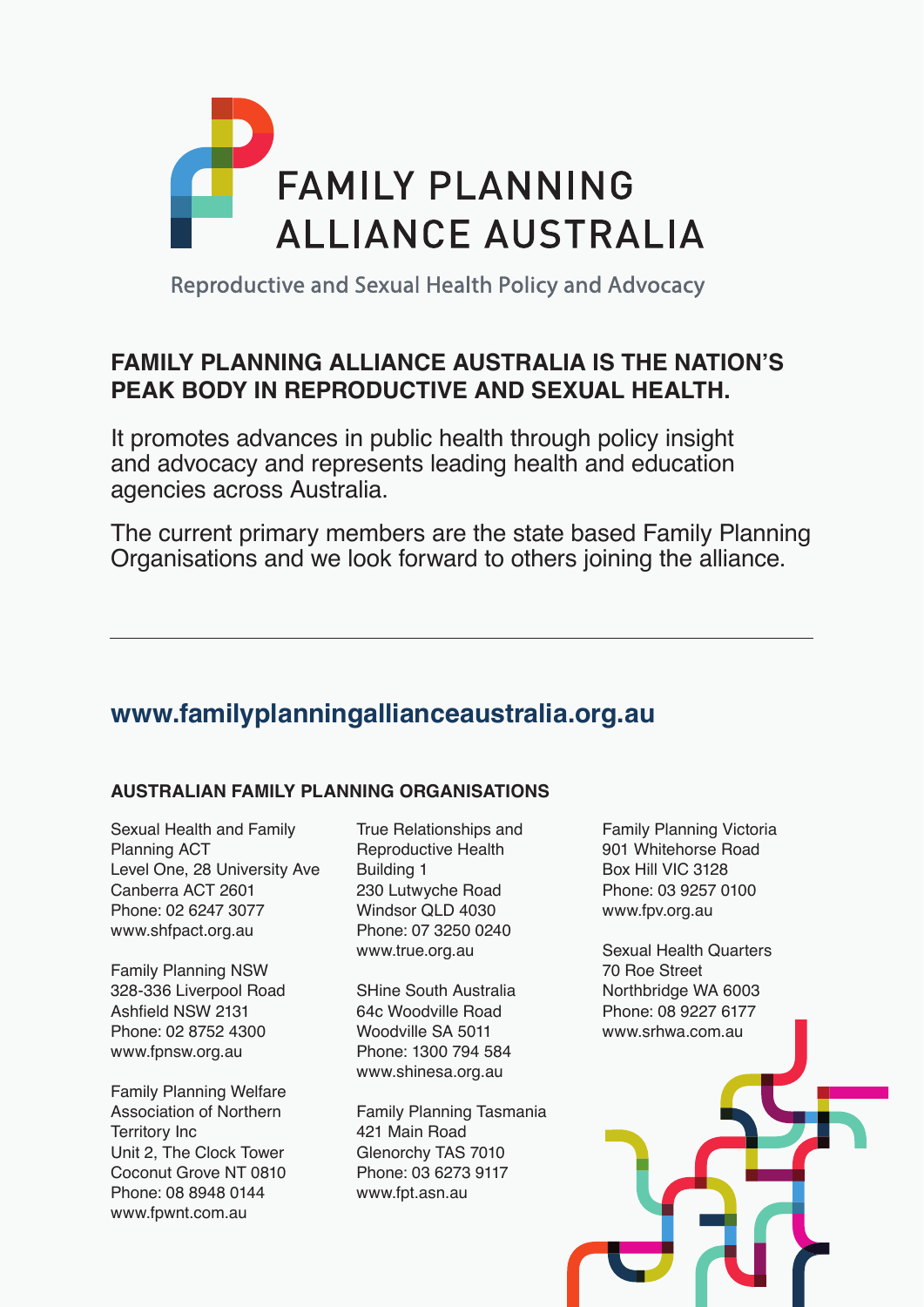# FAMILY PLANNING ALLIANCE AUSTRALIA

Reproductive and Sexual Health Policy and Advocacy

**FAMILY PLANNING ALLIANCE AUSTRALIA IS THE NATION'S PEAK BODY IN REPRODUCTIVE AND SEXUAL HEALTH.**

It promotes advances in public health through policy insight and advocacy and represents leading health and education agencies across Australia.

The current primary members are the state based Family Planning Organisations and we look forward to others joining the alliance.

---

**www.familyplanningallianceaustralia.org.au**

**AUSTRALIAN FAMILY PLANNING ORGANISATIONS**

Sexual Health and Family Planning ACT
Level One, 28 University Ave
Canberra ACT 2601
Phone: 02 6247 3077
www.shfpact.org.au

Family Planning NSW
328-336 Liverpool Road
Ashfield NSW 2131
Phone: 02 8752 4300
www.fpnsw.org.au

Family Planning Welfare Association of Northern Territory Inc
Unit 2, The Clock Tower
Coconut Grove NT 0810
Phone: 08 8948 0144
www.fpwnt.com.au

True Relationships and Reproductive Health
Building 1
230 Lutwyche Road
Windsor QLD 4030
Phone: 07 3250 0240
www.true.org.au

SHine South Australia
64c Woodville Road
Woodville SA 5011
Phone: 1300 794 584
www.shinesa.org.au

Family Planning Tasmania
421 Main Road
Glenorchy TAS 7010
Phone: 03 6273 9117
www.fpt.asn.au

Family Planning Victoria
901 Whitehorse Road
Box Hill VIC 3128
Phone: 03 9257 0100
www.fpv.org.au

Sexual Health Quarters
70 Roe Street
Northbridge WA 6003
Phone: 08 9227 6177
www.srhwa.com.au